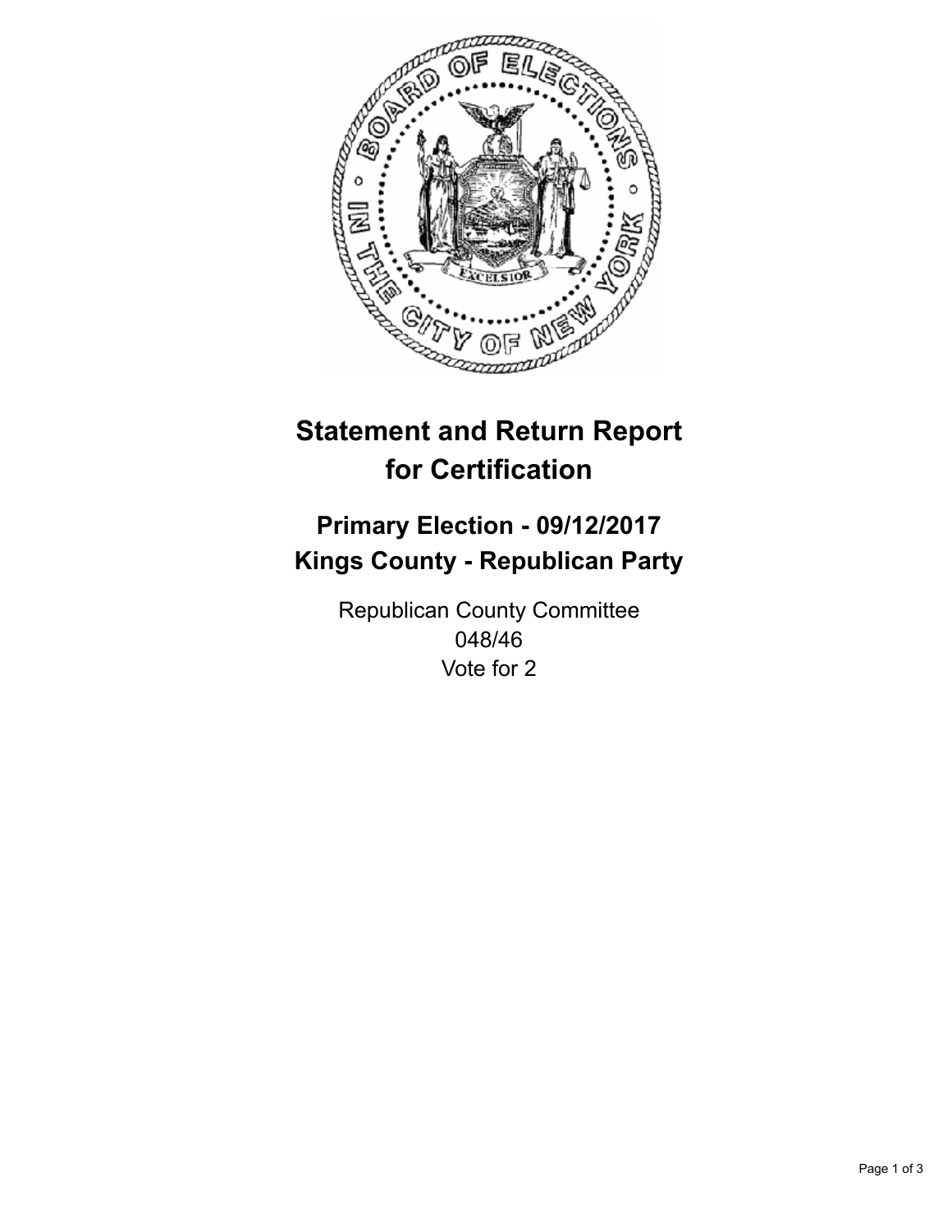# Statement and Return Report for Certification

## Primary Election - 09/12/2017
## Kings County - Republican Party

Republican County Committee
048/46
Vote for 2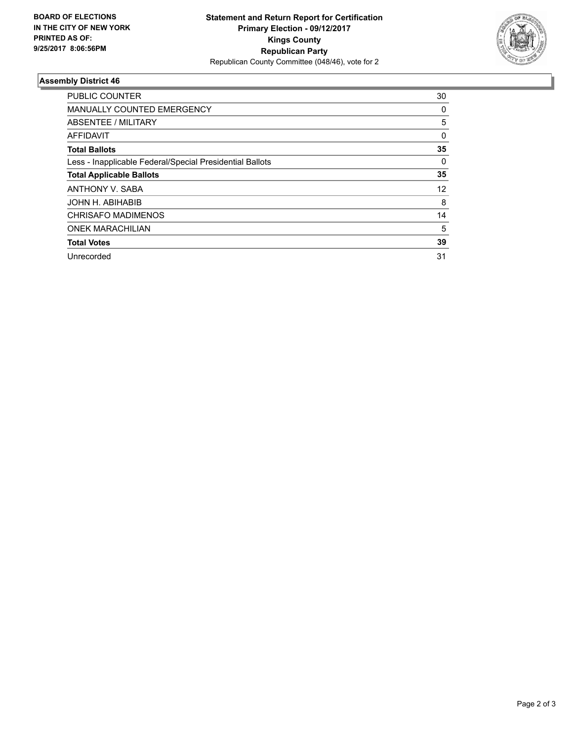**BOARD OF ELECTIONS IN THE CITY OF NEW YORK PRINTED AS OF: 9/25/2017 8:06:56PM**

**Statement and Return Report for Certification**
**Primary Election - 09/12/2017**
**Kings County**
**Republican Party**
Republican County Committee (048/46), vote for 2

### Assembly District 46

| | |
|---|---|
| PUBLIC COUNTER | 30 |
| MANUALLY COUNTED EMERGENCY | 0 |
| ABSENTEE / MILITARY | 5 |
| AFFIDAVIT | 0 |
| **Total Ballots** | **35** |
| Less - Inapplicable Federal/Special Presidential Ballots | 0 |
| **Total Applicable Ballots** | **35** |
| ANTHONY V. SABA | 12 |
| JOHN H. ABIHABIB | 8 |
| CHRISAFO MADIMENOS | 14 |
| ONEK MARACHILIAN | 5 |
| **Total Votes** | **39** |
| Unrecorded | 31 |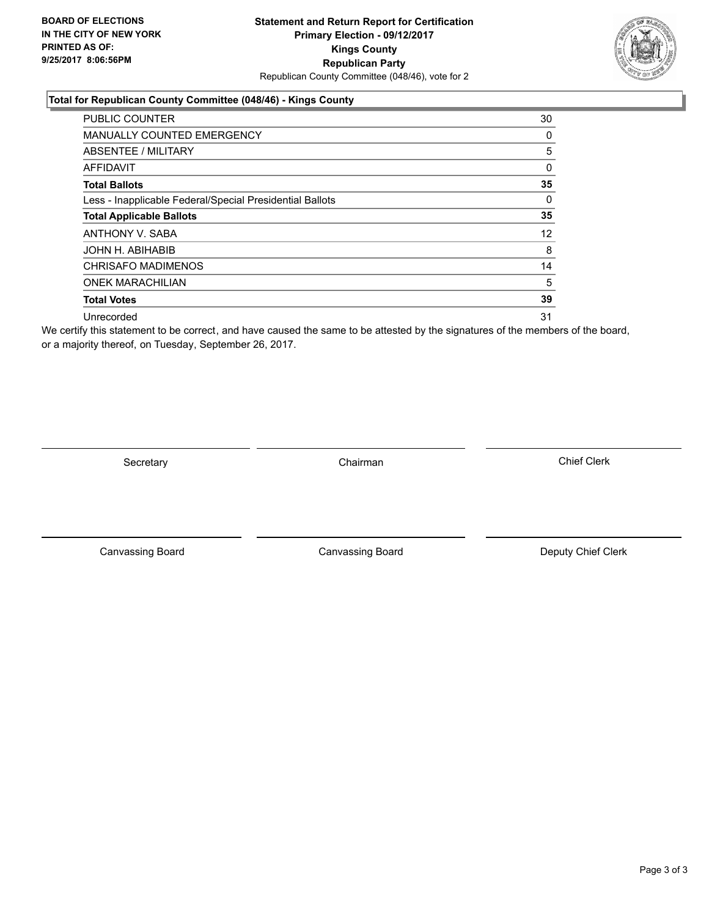**BOARD OF ELECTIONS IN THE CITY OF NEW YORK PRINTED AS OF: 9/25/2017 8:06:56PM**

**Statement and Return Report for Certification**
**Primary Election - 09/12/2017**
**Kings County**
**Republican Party**
Republican County Committee (048/46), vote for 2

### Total for Republican County Committee (048/46) - Kings County

| | |
|---|---|
| PUBLIC COUNTER | 30 |
| MANUALLY COUNTED EMERGENCY | 0 |
| ABSENTEE / MILITARY | 5 |
| AFFIDAVIT | 0 |
| **Total Ballots** | **35** |
| Less - Inapplicable Federal/Special Presidential Ballots | 0 |
| **Total Applicable Ballots** | **35** |
| ANTHONY V. SABA | 12 |
| JOHN H. ABIHABIB | 8 |
| CHRISAFO MADIMENOS | 14 |
| ONEK MARACHILIAN | 5 |
| **Total Votes** | **39** |
| Unrecorded | 31 |

We certify this statement to be correct, and have caused the same to be attested by the signatures of the members of the board, or a majority thereof, on Tuesday, September 26, 2017.

Secretary

Chairman

Chief Clerk

Canvassing Board

Canvassing Board

Deputy Chief Clerk